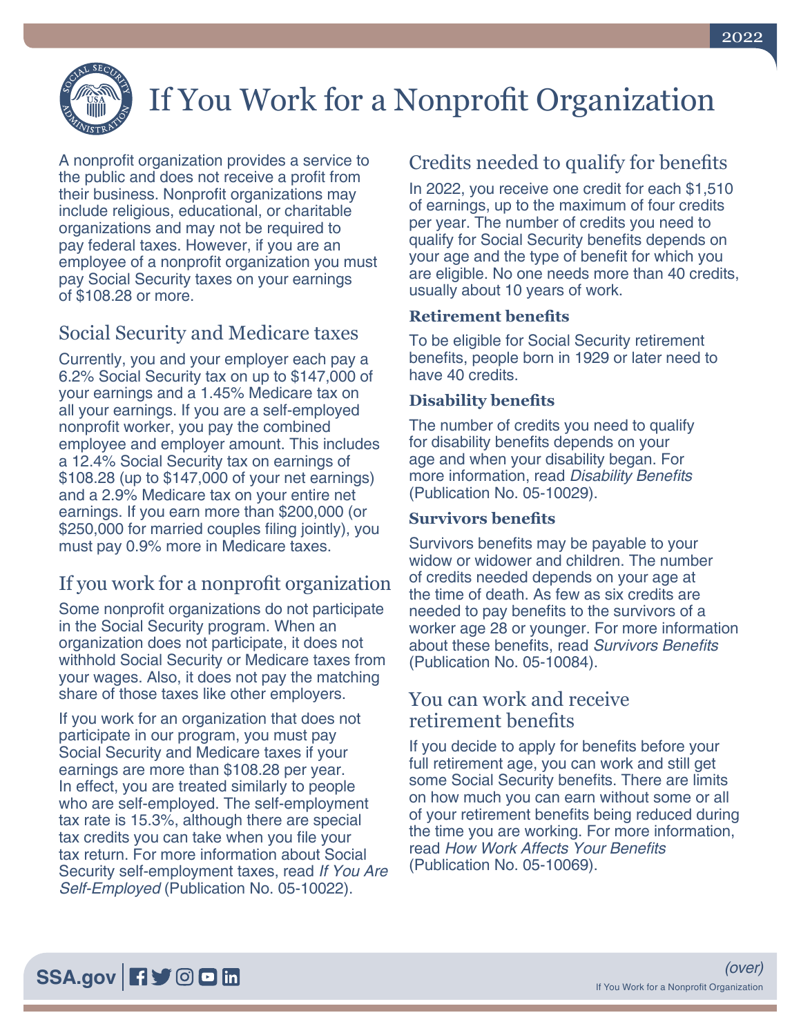# If You Work for a Nonprofit Organization

A nonprofit organization provides a service to the public and does not receive a profit from their business. Nonprofit organizations may include religious, educational, or charitable organizations and may not be required to pay federal taxes. However, if you are an employee of a nonprofit organization you must pay Social Security taxes on your earnings of $108.28 or more.

## Social Security and Medicare taxes

Currently, you and your employer each pay a 6.2% Social Security tax on up to $147,000 of your earnings and a 1.45% Medicare tax on all your earnings. If you are a self-employed nonprofit worker, you pay the combined employee and employer amount. This includes a 12.4% Social Security tax on earnings of $108.28 (up to $147,000 of your net earnings) and a 2.9% Medicare tax on your entire net earnings. If you earn more than $200,000 (or $250,000 for married couples filing jointly), you must pay 0.9% more in Medicare taxes.

## If you work for a nonprofit organization

Some nonprofit organizations do not participate in the Social Security program. When an organization does not participate, it does not withhold Social Security or Medicare taxes from your wages. Also, it does not pay the matching share of those taxes like other employers.

If you work for an organization that does not participate in our program, you must pay Social Security and Medicare taxes if your earnings are more than $108.28 per year. In effect, you are treated similarly to people who are self-employed. The self-employment tax rate is 15.3%, although there are special tax credits you can take when you file your tax return. For more information about Social Security self-employment taxes, read *If You Are Self-Employed* (Publication No. 05-10022).

## Credits needed to qualify for benefits

In 2022, you receive one credit for each $1,510 of earnings, up to the maximum of four credits per year. The number of credits you need to qualify for Social Security benefits depends on your age and the type of benefit for which you are eligible. No one needs more than 40 credits, usually about 10 years of work.

### Retirement benefits

To be eligible for Social Security retirement benefits, people born in 1929 or later need to have 40 credits.

### Disability benefits

The number of credits you need to qualify for disability benefits depends on your age and when your disability began. For more information, read *Disability Benefits* (Publication No. 05-10029).

### Survivors benefits

Survivors benefits may be payable to your widow or widower and children. The number of credits needed depends on your age at the time of death. As few as six credits are needed to pay benefits to the survivors of a worker age 28 or younger. For more information about these benefits, read *Survivors Benefits* (Publication No. 05-10084).

## You can work and receive retirement benefits

If you decide to apply for benefits before your full retirement age, you can work and still get some Social Security benefits. There are limits on how much you can earn without some or all of your retirement benefits being reduced during the time you are working. For more information, read *How Work Affects Your Benefits* (Publication No. 05-10069).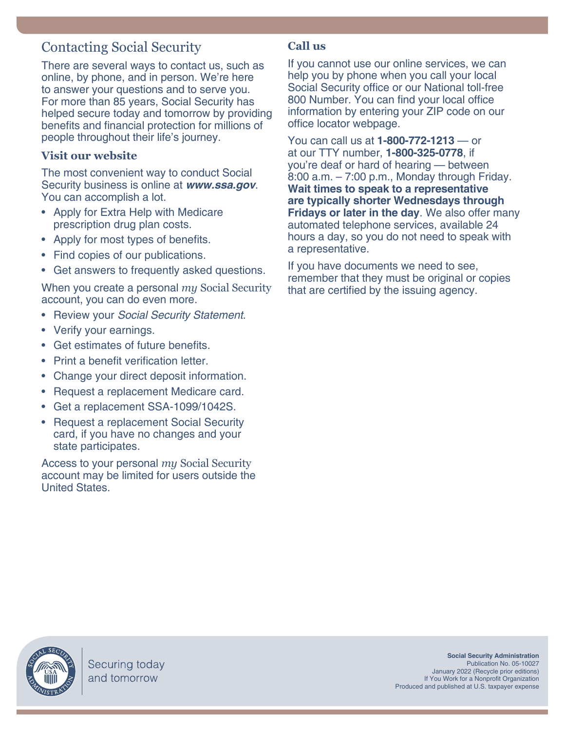## Contacting Social Security

There are several ways to contact us, such as online, by phone, and in person. We're here to answer your questions and to serve you. For more than 85 years, Social Security has helped secure today and tomorrow by providing benefits and financial protection for millions of people throughout their life's journey.

### Visit our website

The most convenient way to conduct Social Security business is online at ***www.ssa.gov***. You can accomplish a lot.

- Apply for Extra Help with Medicare prescription drug plan costs.
- Apply for most types of benefits.
- Find copies of our publications.
- Get answers to frequently asked questions.

When you create a personal *my* Social Security account, you can do even more.

- Review your *Social Security Statement*.
- Verify your earnings.
- Get estimates of future benefits.
- Print a benefit verification letter.
- Change your direct deposit information.
- Request a replacement Medicare card.
- Get a replacement SSA-1099/1042S.
- Request a replacement Social Security card, if you have no changes and your state participates.

Access to your personal *my* Social Security account may be limited for users outside the United States.

### Call us

If you cannot use our online services, we can help you by phone when you call your local Social Security office or our National toll-free 800 Number. You can find your local office information by entering your ZIP code on our office locator webpage.

You can call us at **1-800-772-1213** — or at our TTY number, **1-800-325-0778**, if you're deaf or hard of hearing — between 8:00 a.m. – 7:00 p.m., Monday through Friday. **Wait times to speak to a representative are typically shorter Wednesdays through Fridays or later in the day**. We also offer many automated telephone services, available 24 hours a day, so you do not need to speak with a representative.

If you have documents we need to see, remember that they must be original or copies that are certified by the issuing agency.

Securing today and tomorrow

**Social Security Administration**
Publication No. 05-10027
January 2022 (Recycle prior editions)
If You Work for a Nonprofit Organization
Produced and published at U.S. taxpayer expense